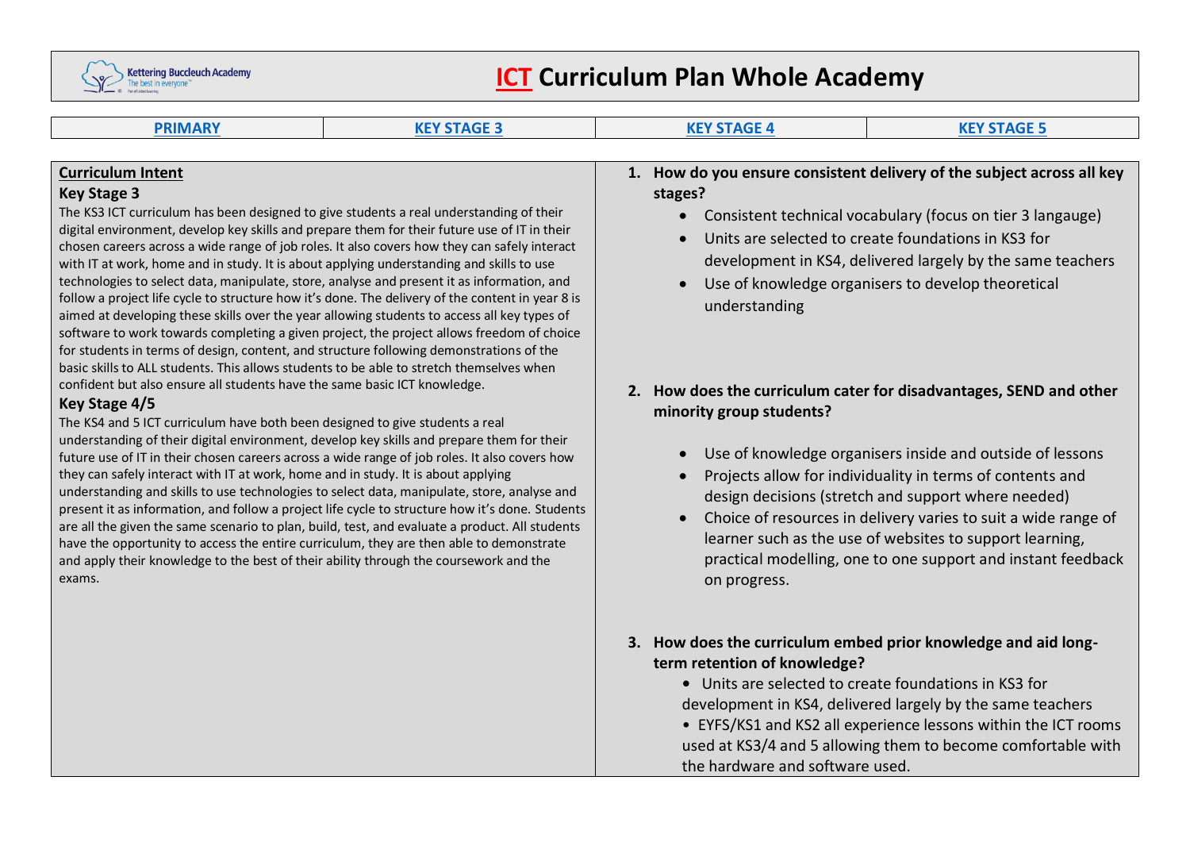# ICT Curriculum Plan Whole Academy

| PRIMARY | KEY STAGE 3 | KEY STAGE 4 | KEY STAGE 5 |
|---|---|---|---|

## Curriculum Intent

### Key Stage 3

The KS3 ICT curriculum has been designed to give students a real understanding of their digital environment, develop key skills and prepare them for their future use of IT in their chosen careers across a wide range of job roles. It also covers how they can safely interact with IT at work, home and in study. It is about applying understanding and skills to use technologies to select data, manipulate, store, analyse and present it as information, and follow a project life cycle to structure how it's done. The delivery of the content in year 8 is aimed at developing these skills over the year allowing students to access all key types of software to work towards completing a given project, the project allows freedom of choice for students in terms of design, content, and structure following demonstrations of the basic skills to ALL students. This allows students to be able to stretch themselves when confident but also ensure all students have the same basic ICT knowledge.

### Key Stage 4/5

The KS4 and 5 ICT curriculum have both been designed to give students a real understanding of their digital environment, develop key skills and prepare them for their future use of IT in their chosen careers across a wide range of job roles. It also covers how they can safely interact with IT at work, home and in study. It is about applying understanding and skills to use technologies to select data, manipulate, store, analyse and present it as information, and follow a project life cycle to structure how it's done. Students are all the given the same scenario to plan, build, test, and evaluate a product. All students have the opportunity to access the entire curriculum, they are then able to demonstrate and apply their knowledge to the best of their ability through the coursework and the exams.

1. **How do you ensure consistent delivery of the subject across all key stages?**
   - Consistent technical vocabulary (focus on tier 3 langauge)
   - Units are selected to create foundations in KS3 for development in KS4, delivered largely by the same teachers
   - Use of knowledge organisers to develop theoretical understanding

2. **How does the curriculum cater for disadvantages, SEND and other minority group students?**
   - Use of knowledge organisers inside and outside of lessons
   - Projects allow for individuality in terms of contents and design decisions (stretch and support where needed)
   - Choice of resources in delivery varies to suit a wide range of learner such as the use of websites to support learning, practical modelling, one to one support and instant feedback on progress.

3. **How does the curriculum embed prior knowledge and aid long-term retention of knowledge?**
   - Units are selected to create foundations in KS3 for development in KS4, delivered largely by the same teachers
   - EYFS/KS1 and KS2 all experience lessons within the ICT rooms used at KS3/4 and 5 allowing them to become comfortable with the hardware and software used.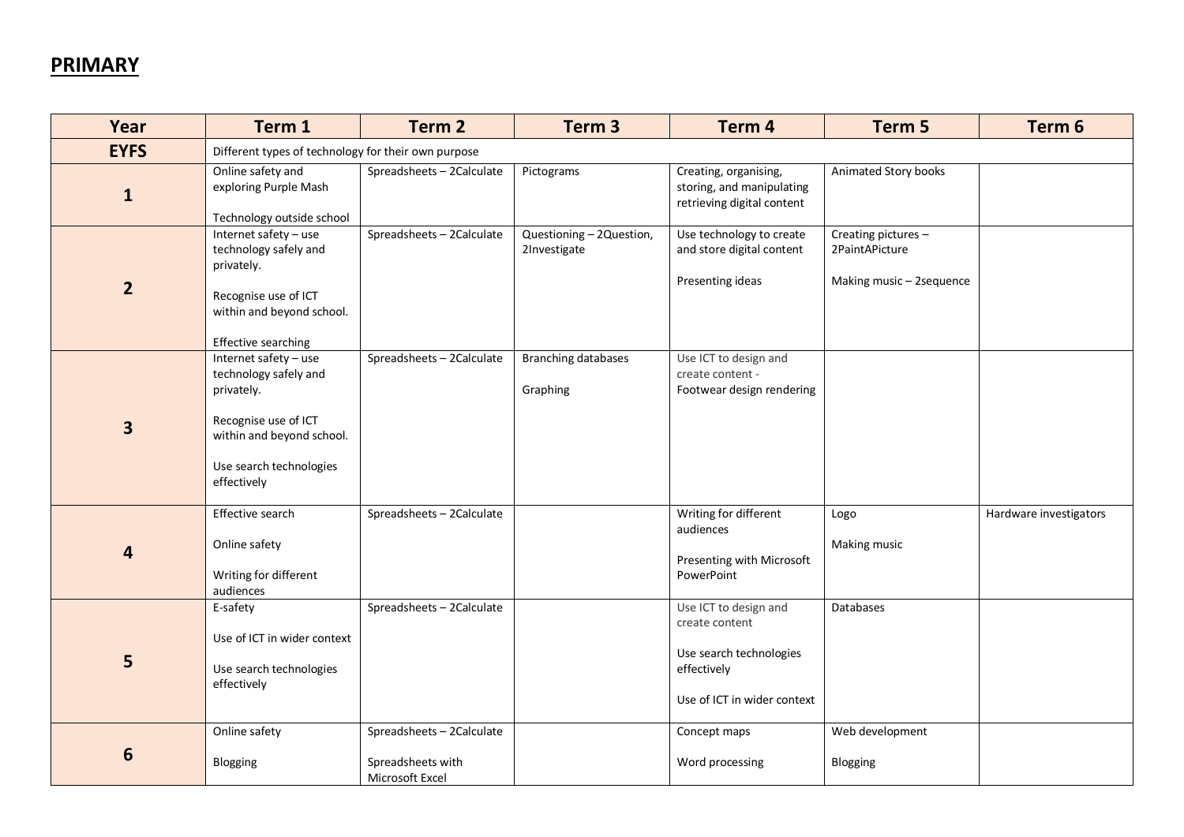# PRIMARY

| Year | Term 1 | Term 2 | Term 3 | Term 4 | Term 5 | Term 6 |
|---|---|---|---|---|---|---|
| EYFS | Different types of technology for their own purpose | | | | | |
| 1 | Online safety and exploring Purple Mash<br><br>Technology outside school | Spreadsheets – 2Calculate | Pictograms | Creating, organising, storing, and manipulating retrieving digital content | Animated Story books | |
| 2 | Internet safety – use technology safely and privately.<br><br>Recognise use of ICT within and beyond school.<br><br>Effective searching | Spreadsheets – 2Calculate | Questioning – 2Question, 2Investigate | Use technology to create and store digital content<br><br>Presenting ideas | Creating pictures – 2PaintAPicture<br><br>Making music – 2sequence | |
| 3 | Internet safety – use technology safely and privately.<br><br>Recognise use of ICT within and beyond school.<br><br>Use search technologies effectively | Spreadsheets – 2Calculate | Branching databases<br><br>Graphing | Use ICT to design and create content - Footwear design rendering | | |
| 4 | Effective search<br><br>Online safety<br><br>Writing for different audiences | Spreadsheets – 2Calculate | | Writing for different audiences<br><br>Presenting with Microsoft PowerPoint | Logo<br><br>Making music | Hardware investigators |
| 5 | E-safety<br><br>Use of ICT in wider context<br><br>Use search technologies effectively | Spreadsheets – 2Calculate | | Use ICT to design and create content<br><br>Use search technologies effectively<br><br>Use of ICT in wider context | Databases | |
| 6 | Online safety<br><br>Blogging | Spreadsheets – 2Calculate<br><br>Spreadsheets with Microsoft Excel | | Concept maps<br><br>Word processing | Web development<br><br>Blogging | |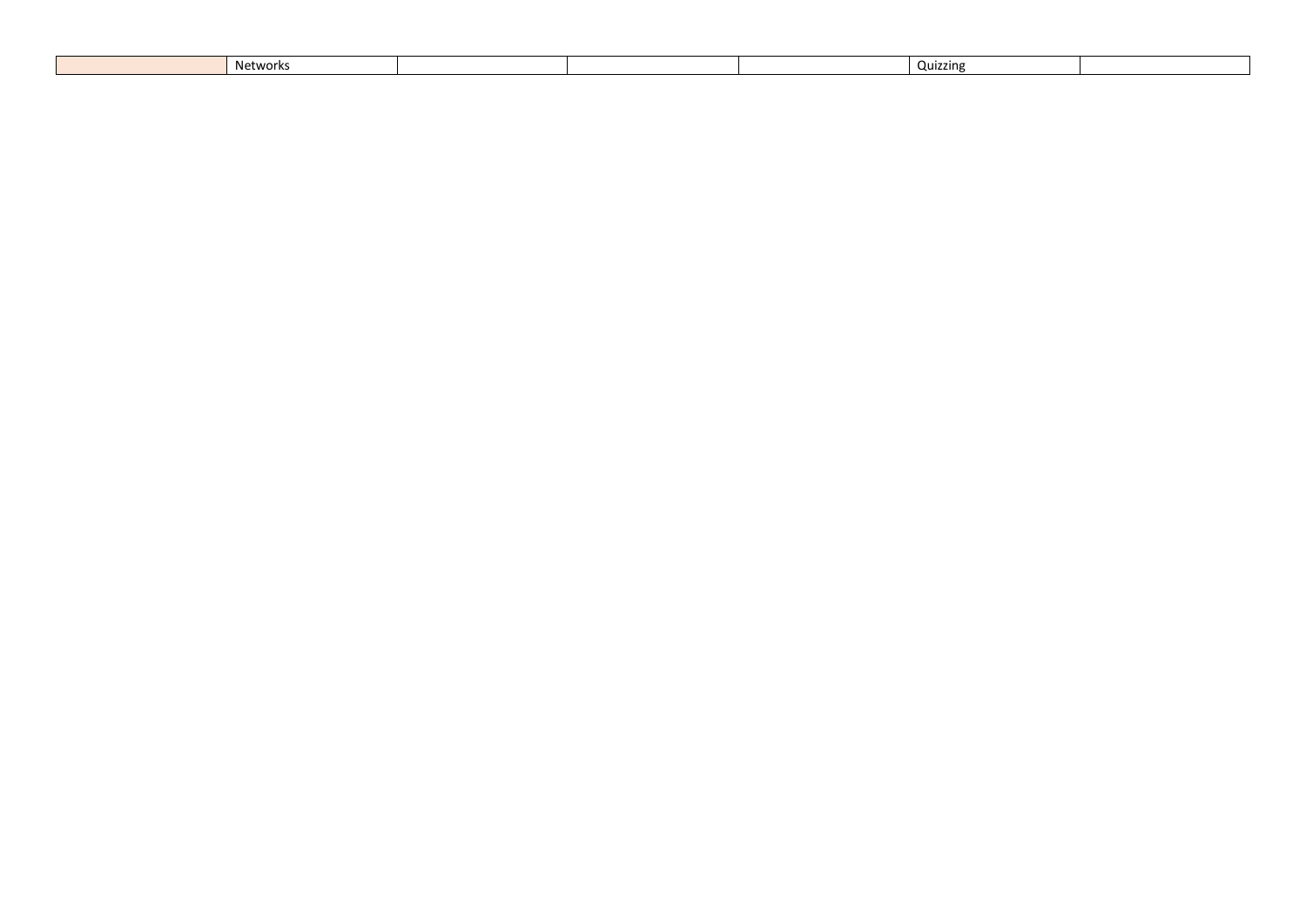| | Networks | | | | Quizzing | |
|---|---|---|---|---|---|---|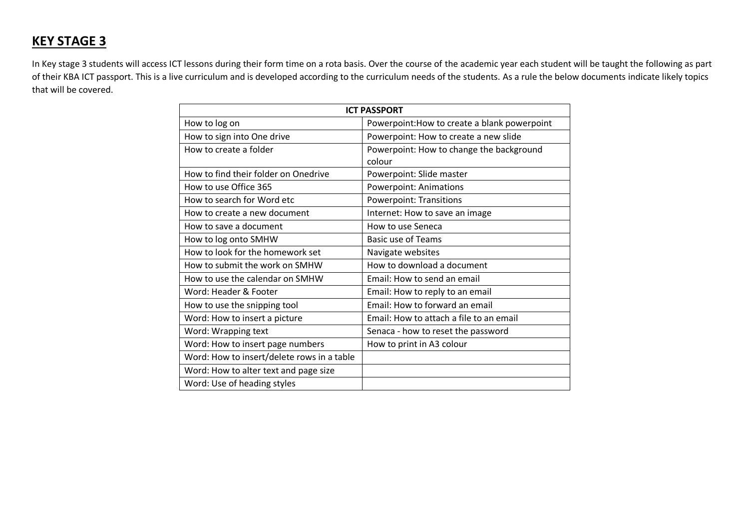## KEY STAGE 3

In Key stage 3 students will access ICT lessons during their form time on a rota basis. Over the course of the academic year each student will be taught the following as part of their KBA ICT passport. This is a live curriculum and is developed according to the curriculum needs of the students. As a rule the below documents indicate likely topics that will be covered.

| ICT PASSPORT | |
|---|---|
| How to log on | Powerpoint:How to create a blank powerpoint |
| How to sign into One drive | Powerpoint: How to create a new slide |
| How to create a folder | Powerpoint: How to change the background colour |
| How to find their folder on Onedrive | Powerpoint: Slide master |
| How to use Office 365 | Powerpoint: Animations |
| How to search for Word etc | Powerpoint: Transitions |
| How to create a new document | Internet: How to save an image |
| How to save a document | How to use Seneca |
| How to log onto SMHW | Basic use of Teams |
| How to look for the homework set | Navigate websites |
| How to submit the work on SMHW | How to download a document |
| How to use the calendar on SMHW | Email: How to send an email |
| Word: Header & Footer | Email: How to reply to an email |
| How to use the snipping tool | Email: How to forward an email |
| Word: How to insert a picture | Email: How to attach a file to an email |
| Word: Wrapping text | Senaca - how to reset the password |
| Word: How to insert page numbers | How to print in A3 colour |
| Word: How to insert/delete rows in a table | |
| Word: How to alter text and page size | |
| Word: Use of heading styles | |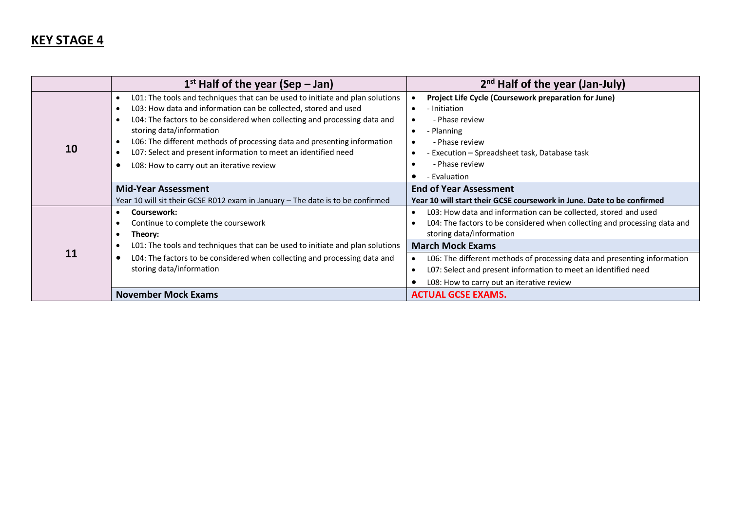## KEY STAGE 4

| | 1st Half of the year (Sep – Jan) | 2nd Half of the year (Jan-July) |
|---|---|---|
| **10** | • L01: The tools and techniques that can be used to initiate and plan solutions<br>• L03: How data and information can be collected, stored and used<br>• L04: The factors to be considered when collecting and processing data and storing data/information<br>• L06: The different methods of processing data and presenting information<br>• L07: Select and present information to meet an identified need<br>• L08: How to carry out an iterative review | • **Project Life Cycle (Coursework preparation for June)**<br>• - Initiation<br>• - Phase review<br>• - Planning<br>• - Phase review<br>• - Execution – Spreadsheet task, Database task<br>• - Phase review<br>• - Evaluation |
| | **Mid-Year Assessment**<br>Year 10 will sit their GCSE R012 exam in January – The date is to be confirmed | **End of Year Assessment**<br>**Year 10 will start their GCSE coursework in June. Date to be confirmed** |
| **11** | • **Coursework:**<br>• Continue to complete the coursework<br>• **Theory:**<br>• L01: The tools and techniques that can be used to initiate and plan solutions<br>• L04: The factors to be considered when collecting and processing data and storing data/information | • L03: How data and information can be collected, stored and used<br>• L04: The factors to be considered when collecting and processing data and storing data/information<br>**March Mock Exams**<br>• L06: The different methods of processing data and presenting information<br>• L07: Select and present information to meet an identified need<br>• L08: How to carry out an iterative review |
| | **November Mock Exams** | **ACTUAL GCSE EXAMS.** |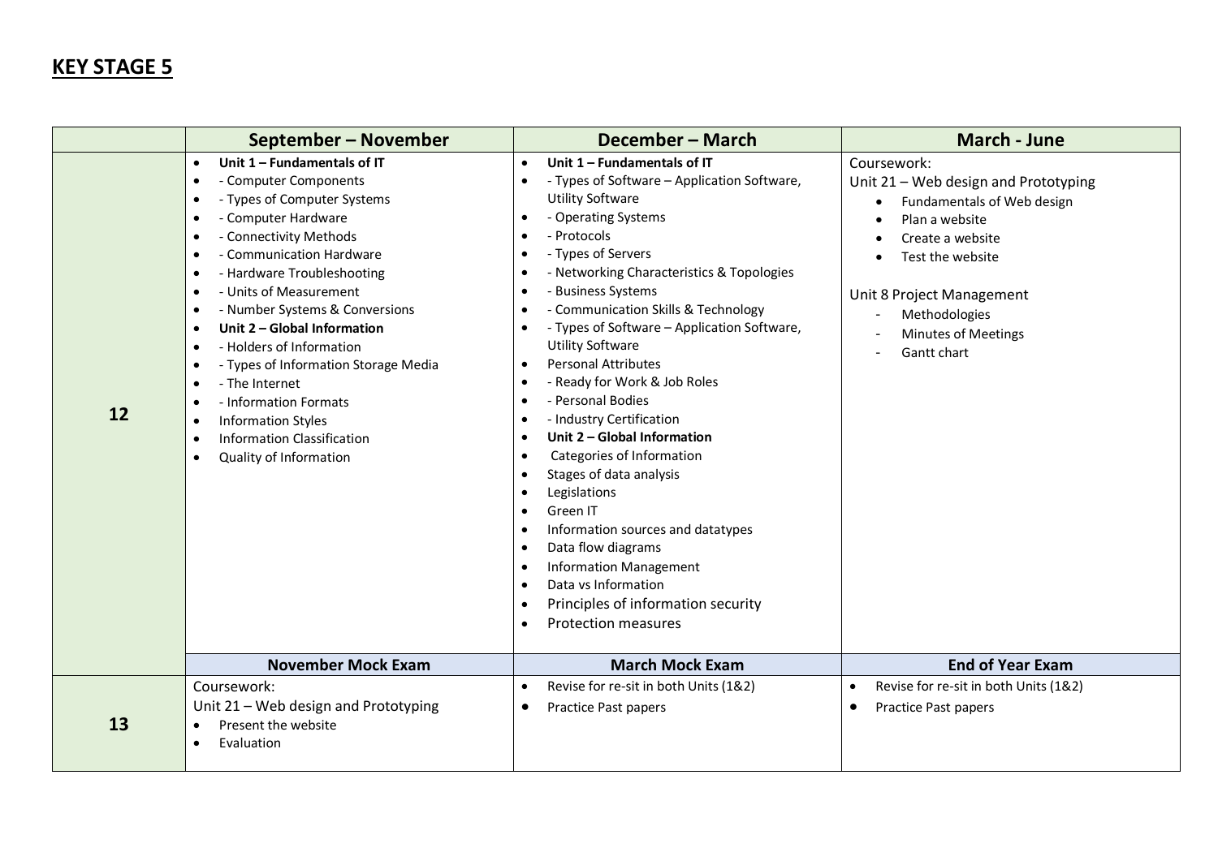## KEY STAGE 5

| | September – November | December – March | March - June |
|---|---|---|---|
| 12 | • **Unit 1 – Fundamentals of IT**<br>• - Computer Components<br>• - Types of Computer Systems<br>• - Computer Hardware<br>• - Connectivity Methods<br>• - Communication Hardware<br>• - Hardware Troubleshooting<br>• - Units of Measurement<br>• - Number Systems & Conversions<br>• **Unit 2 – Global Information**<br>• - Holders of Information<br>• - Types of Information Storage Media<br>• - The Internet<br>• - Information Formats<br>• Information Styles<br>• Information Classification<br>• Quality of Information | • **Unit 1 – Fundamentals of IT**<br>• - Types of Software – Application Software, Utility Software<br>• - Operating Systems<br>• - Protocols<br>• - Types of Servers<br>• - Networking Characteristics & Topologies<br>• - Business Systems<br>• - Communication Skills & Technology<br>• - Types of Software – Application Software, Utility Software<br>• Personal Attributes<br>• - Ready for Work & Job Roles<br>• - Personal Bodies<br>• - Industry Certification<br>• **Unit 2 – Global Information**<br>• Categories of Information<br>• Stages of data analysis<br>• Legislations<br>• Green IT<br>• Information sources and datatypes<br>• Data flow diagrams<br>• Information Management<br>• Data vs Information<br>• Principles of information security<br>• Protection measures | Coursework:<br>Unit 21 – Web design and Prototyping<br>• Fundamentals of Web design<br>• Plan a website<br>• Create a website<br>• Test the website<br><br>Unit 8 Project Management<br>- Methodologies<br>- Minutes of Meetings<br>- Gantt chart |
| | **November Mock Exam** | **March Mock Exam** | **End of Year Exam** |
| 13 | Coursework:<br>Unit 21 – Web design and Prototyping<br>• Present the website<br>• Evaluation | • Revise for re-sit in both Units (1&2)<br>• Practice Past papers | • Revise for re-sit in both Units (1&2)<br>• Practice Past papers |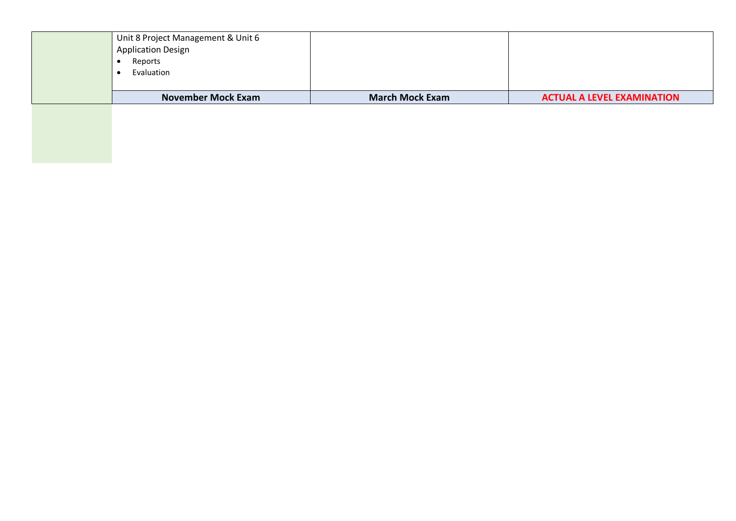| | | | |
|---|---|---|---|
| | Unit 8 Project Management & Unit 6 Application Design<br>• Reports<br>• Evaluation | | |
| | **November Mock Exam** | **March Mock Exam** | **ACTUAL A LEVEL EXAMINATION** |